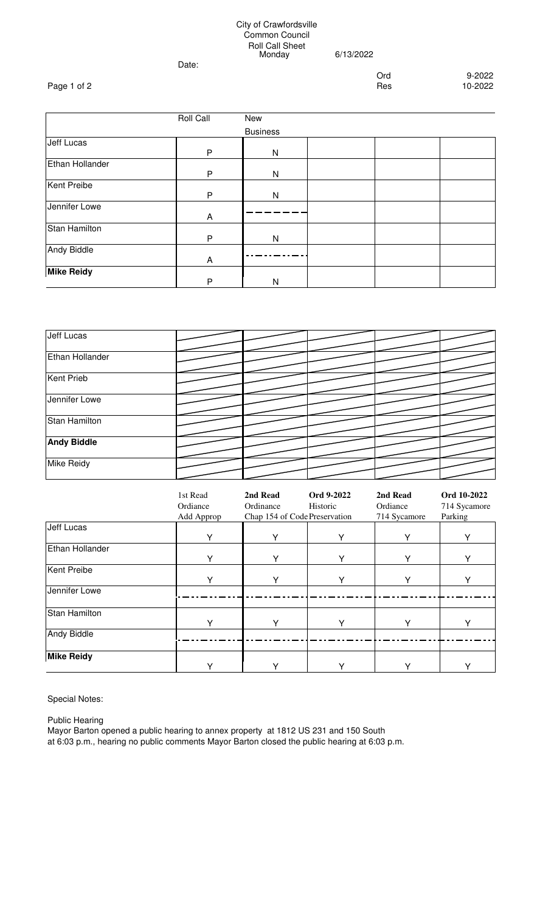City of Crawfordsville
Common Council
Roll Call Sheet

Date: Monday 6/13/2022

Ord 9-2022
Res 10-2022

| | Roll Call | New Business | | | |
|---|---|---|---|---|---|
| Jeff Lucas | P | N | | | |
| Ethan Hollander | P | N | | | |
| Kent Preibe | P | N | | | |
| Jennifer Lowe | A | - - - - - - | | | |
| Stan Hamilton | P | N | | | |
| Andy Biddle | A | - - - - - - | | | |
| **Mike Reidy** | P | N | | | |

| | | | | | |
|---|---|---|---|---|---|
| Jeff Lucas | | | | | |
| Ethan Hollander | | | | | |
| Kent Prieb | | | | | |
| Jennifer Lowe | | | | | |
| Stan Hamilton | | | | | |
| **Andy Biddle** | | | | | |
| Mike Reidy | | | | | |

| | 1st Read Ordiance Add Approp | **2nd Read** Ordinance Chap 154 of Code | **Ord 9-2022** Historic Preservation | **2nd Read** Ordiance 714 Sycamore | **Ord 10-2022** 714 Sycamore Parking |
|---|---|---|---|---|---|
| Jeff Lucas | Y | Y | Y | Y | Y |
| Ethan Hollander | Y | Y | Y | Y | Y |
| Kent Preibe | Y | Y | Y | Y | Y |
| Jennifer Lowe | - - - - - - | - - - - - - | - - - - - - | - - - - - - | - - - - - - |
| Stan Hamilton | Y | Y | Y | Y | Y |
| Andy Biddle | - - - - - - | - - - - - - | - - - - - - | - - - - - - | - - - - - - |
| **Mike Reidy** | Y | Y | Y | Y | Y |

Special Notes:

Public Hearing
Mayor Barton opened a public hearing to annex property at 1812 US 231 and 150 South at 6:03 p.m., hearing no public comments Mayor Barton closed the public hearing at 6:03 p.m.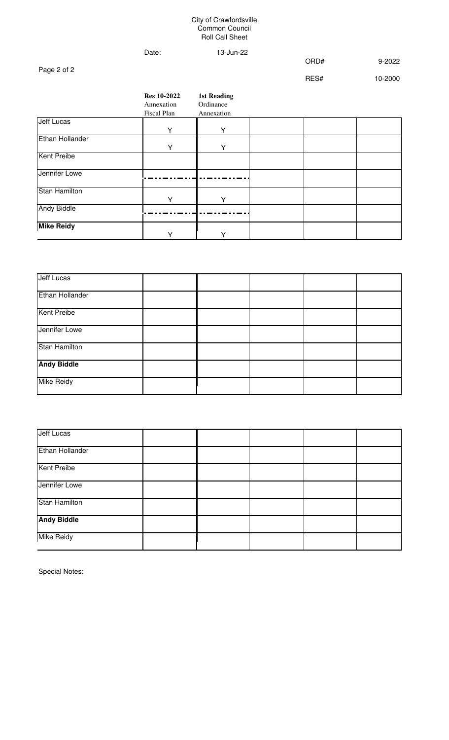City of Crawfordsville
Common Council
Roll Call Sheet

Date: 13-Jun-22

ORD# 9-2022

RES# 10-2000

| | **Res 10-2022** Annexation Fiscal Plan | **1st Reading** Ordinance Annexation | | | |
|---|---|---|---|---|---|
| Jeff Lucas | Y | Y | | | |
| Ethan Hollander | Y | Y | | | |
| Kent Preibe | | | | | |
| Jennifer Lowe | | | | | |
| Stan Hamilton | Y | Y | | | |
| Andy Biddle | | | | | |
| **Mike Reidy** | Y | Y | | | |

| | | | | | |
|---|---|---|---|---|---|
| Jeff Lucas | | | | | |
| Ethan Hollander | | | | | |
| Kent Preibe | | | | | |
| Jennifer Lowe | | | | | |
| Stan Hamilton | | | | | |
| **Andy Biddle** | | | | | |
| Mike Reidy | | | | | |

| | | | | | |
|---|---|---|---|---|---|
| Jeff Lucas | | | | | |
| Ethan Hollander | | | | | |
| Kent Preibe | | | | | |
| Jennifer Lowe | | | | | |
| Stan Hamilton | | | | | |
| **Andy Biddle** | | | | | |
| Mike Reidy | | | | | |

Special Notes: